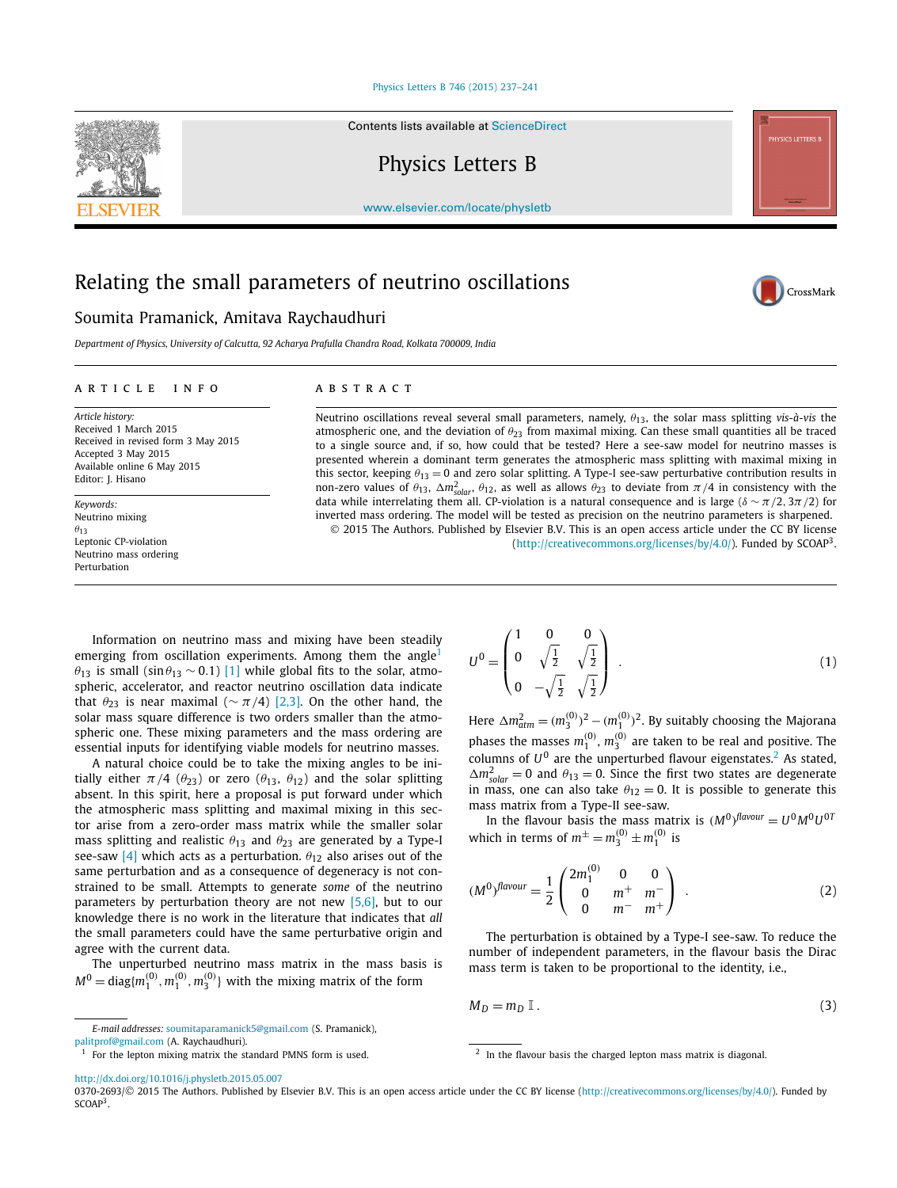# Relating the small parameters of neutrino oscillations

Soumita Pramanick, Amitava Raychaudhuri

*Department of Physics, University of Calcutta, 92 Acharya Prafulla Chandra Road, Kolkata 700009, India*

## ARTICLE INFO

*Article history:*
Received 1 March 2015
Received in revised form 3 May 2015
Accepted 3 May 2015
Available online 6 May 2015
Editor: J. Hisano

*Keywords:*
Neutrino mixing
$\theta_{13}$
Leptonic CP-violation
Neutrino mass ordering
Perturbation

## ABSTRACT

Neutrino oscillations reveal several small parameters, namely, $\theta_{13}$, the solar mass splitting *vis-à-vis* the atmospheric one, and the deviation of $\theta_{23}$ from maximal mixing. Can these small quantities all be traced to a single source and, if so, how could that be tested? Here a see-saw model for neutrino masses is presented wherein a dominant term generates the atmospheric mass splitting with maximal mixing in this sector, keeping $\theta_{13} = 0$ and zero solar splitting. A Type-I see-saw perturbative contribution results in non-zero values of $\theta_{13}$, $\Delta m^2_{solar}$, $\theta_{12}$, as well as allows $\theta_{23}$ to deviate from $\pi/4$ in consistency with the data while interrelating them all. CP-violation is a natural consequence and is large ($\delta \sim \pi/2, 3\pi/2$) for inverted mass ordering. The model will be tested as precision on the neutrino parameters is sharpened.

© 2015 The Authors. Published by Elsevier B.V. This is an open access article under the CC BY license (http://creativecommons.org/licenses/by/4.0/). Funded by SCOAP[3].

Information on neutrino mass and mixing have been steadily emerging from oscillation experiments. Among them the angle[1] $\theta_{13}$ is small ($\sin\theta_{13} \sim 0.1$) [1] while global fits to the solar, atmospheric, accelerator, and reactor neutrino oscillation data indicate that $\theta_{23}$ is near maximal ($\sim \pi/4$) [2,3]. On the other hand, the solar mass square difference is two orders smaller than the atmospheric one. These mixing parameters and the mass ordering are essential inputs for identifying viable models for neutrino masses.

A natural choice could be to take the mixing angles to be initially either $\pi/4$ ($\theta_{23}$) or zero ($\theta_{13}$, $\theta_{12}$) and the solar splitting absent. In this spirit, here a proposal is put forward under which the atmospheric mass splitting and maximal mixing in this sector arise from a zero-order mass matrix while the smaller solar mass splitting and realistic $\theta_{13}$ and $\theta_{23}$ are generated by a Type-I see-saw [4] which acts as a perturbation. $\theta_{12}$ also arises out of the same perturbation and as a consequence of degeneracy is not constrained to be small. Attempts to generate *some* of the neutrino parameters by perturbation theory are not new [5,6], but to our knowledge there is no work in the literature that indicates that *all* the small parameters could have the same perturbative origin and agree with the current data.

The unperturbed neutrino mass matrix in the mass basis is $M^0 = \text{diag}\{m_1^{(0)}, m_1^{(0)}, m_3^{(0)}\}$ with the mixing matrix of the form

$$U^0 = \begin{pmatrix} 1 & 0 & 0 \\ 0 & \sqrt{\frac{1}{2}} & \sqrt{\frac{1}{2}} \\ 0 & -\sqrt{\frac{1}{2}} & \sqrt{\frac{1}{2}} \end{pmatrix} . \tag{1}$$

Here $\Delta m^2_{atm} = (m_3^{(0)})^2 - (m_1^{(0)})^2$. By suitably choosing the Majorana phases the masses $m_1^{(0)}$, $m_3^{(0)}$ are taken to be real and positive. The columns of $U^0$ are the unperturbed flavour eigenstates.[2] As stated, $\Delta m^2_{solar} = 0$ and $\theta_{13} = 0$. Since the first two states are degenerate in mass, one can also take $\theta_{12} = 0$. It is possible to generate this mass matrix from a Type-II see-saw.

In the flavour basis the mass matrix is $(M^0)^{flavour} = U^0 M^0 U^{0T}$ which in terms of $m^{\pm} = m_3^{(0)} \pm m_1^{(0)}$ is

$$(M^0)^{flavour} = \frac{1}{2}\begin{pmatrix} 2m_1^{(0)} & 0 & 0 \\ 0 & m^+ & m^- \\ 0 & m^- & m^+ \end{pmatrix} . \tag{2}$$

The perturbation is obtained by a Type-I see-saw. To reduce the number of independent parameters, in the flavour basis the Dirac mass term is taken to be proportional to the identity, i.e.,

$$M_D = m_D\, \mathbb{I} . \tag{3}$$

*E-mail addresses:* soumitaparamanick5@gmail.com (S. Pramanick), palitprof@gmail.com (A. Raychaudhuri).

[1] For the lepton mixing matrix the standard PMNS form is used.

[2] In the flavour basis the charged lepton mass matrix is diagonal.

http://dx.doi.org/10.1016/j.physletb.2015.05.007
0370-2693/© 2015 The Authors. Published by Elsevier B.V. This is an open access article under the CC BY license (http://creativecommons.org/licenses/by/4.0/). Funded by SCOAP[3].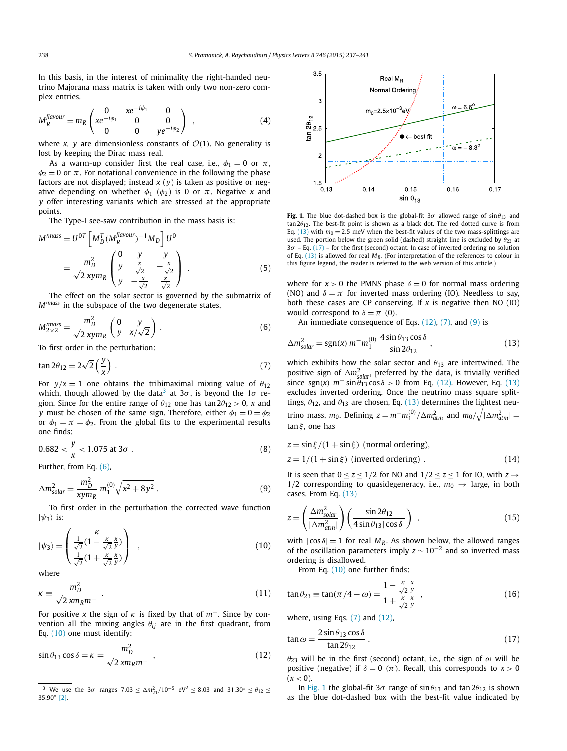In this basis, in the interest of minimality the right-handed neutrino Majorana mass matrix is taken with only two non-zero complex entries.

$$M_R^{flavour} = m_R \begin{pmatrix} 0 & xe^{-i\phi_1} & 0 \\ xe^{-i\phi_1} & 0 & 0 \\ 0 & 0 & ye^{-i\phi_2} \end{pmatrix} , \tag{4}$$

where $x$, $y$ are dimensionless constants of $\mathcal{O}(1)$. No generality is lost by keeping the Dirac mass real.

As a warm-up consider first the real case, i.e., $\phi_1 = 0$ or $\pi$, $\phi_2 = 0$ or $\pi$. For notational convenience in the following the phase factors are not displayed; instead $x$ ($y$) is taken as positive or negative depending on whether $\phi_1$ ($\phi_2$) is 0 or $\pi$. Negative $x$ and $y$ offer interesting variants which are stressed at the appropriate points.

The Type-I see-saw contribution in the mass basis is:

$$M'^{mass} = U^{0T}\left[M_D^T (M_R^{flavour})^{-1} M_D\right] U^0 = \frac{m_D^2}{\sqrt{2}\, xym_R} \begin{pmatrix} 0 & y & y \\ y & \frac{x}{\sqrt{2}} & -\frac{x}{\sqrt{2}} \\ y & -\frac{x}{\sqrt{2}} & \frac{x}{\sqrt{2}} \end{pmatrix} . \tag{5}$$

The effect on the solar sector is governed by the submatrix of $M'^{mass}$ in the subspace of the two degenerate states,

$$M'^{mass}_{2\times 2} = \frac{m_D^2}{\sqrt{2}\, xym_R} \begin{pmatrix} 0 & y \\ y & x/\sqrt{2} \end{pmatrix} . \tag{6}$$

To first order in the perturbation:

$$\tan 2\theta_{12} = 2\sqrt{2}\left(\frac{y}{x}\right) . \tag{7}$$

For $y/x = 1$ one obtains the tribimaximal mixing value of $\theta_{12}$ which, though allowed by the data[3] at $3\sigma$, is beyond the $1\sigma$ region. Since for the entire range of $\theta_{12}$ one has $\tan 2\theta_{12} > 0$, $x$ and $y$ must be chosen of the same sign. Therefore, either $\phi_1 = 0 = \phi_2$ or $\phi_1 = \pi = \phi_2$. From the global fits to the experimental results one finds:

$$0.682 < \frac{y}{x} < 1.075 \text{ at } 3\sigma . \tag{8}$$

Further, from Eq. (6),

$$\Delta m^2_{solar} = \frac{m_D^2}{xym_R}\, m_1^{(0)} \sqrt{x^2 + 8y^2} . \tag{9}$$

To first order in the perturbation the corrected wave function $|\psi_3\rangle$ is:

$$|\psi_3\rangle = \begin{pmatrix} \kappa \\ \frac{1}{\sqrt{2}}(1 - \frac{\kappa}{\sqrt{2}}\frac{x}{y}) \\ \frac{1}{\sqrt{2}}(1 + \frac{\kappa}{\sqrt{2}}\frac{x}{y}) \end{pmatrix} , \tag{10}$$

where

$$\kappa \equiv \frac{m_D^2}{\sqrt{2}\, xm_R m^-} . \tag{11}$$

For positive $x$ the sign of $\kappa$ is fixed by that of $m^-$. Since by convention all the mixing angles $\theta_{ij}$ are in the first quadrant, from Eq. (10) one must identify:

$$\sin\theta_{13}\cos\delta = \kappa = \frac{m_D^2}{\sqrt{2}\, xm_R m^-} , \tag{12}$$

[3] We use the $3\sigma$ ranges $7.03 \le \Delta m^2_{21}/10^{-5}$ eV$^2 \le 8.03$ and $31.30° \le \theta_{12} \le 35.90°$ [2].

3.5
Real $M_R$
Normal Ordering
3
$m_0$=2.5x10$^{-3}$eV
ω = 6.6°
2.5
tan 2θ$_{12}$
← best fit
2
ω = – 8.3°
1.5
0.13
0.14
0.15
0.16
0.17
sin θ$_{13}$

**Fig. 1.** The blue dot-dashed box is the global-fit $3\sigma$ allowed range of $\sin\theta_{13}$ and $\tan 2\theta_{12}$. The best-fit point is shown as a black dot. The red dotted curve is from Eq. (13) with $m_0 = 2.5$ meV when the best-fit values of the two mass-splittings are used. The portion below the green solid (dashed) straight line is excluded by $\theta_{23}$ at $3\sigma$ – Eq. (17) – for the first (second) octant. In case of inverted ordering no solution of Eq. (13) is allowed for real $M_R$. (For interpretation of the references to colour in this figure legend, the reader is referred to the web version of this article.)

where for $x > 0$ the PMNS phase $\delta = 0$ for normal mass ordering (NO) and $\delta = \pi$ for inverted mass ordering (IO). Needless to say, both these cases are CP conserving. If $x$ is negative then NO (IO) would correspond to $\delta = \pi$ (0).

An immediate consequence of Eqs. (12), (7), and (9) is

$$\Delta m^2_{solar} = \text{sgn}(x)\, m^- m_1^{(0)} \frac{4\sin\theta_{13}\cos\delta}{\sin 2\theta_{12}} , \tag{13}$$

which exhibits how the solar sector and $\theta_{13}$ are intertwined. The positive sign of $\Delta m^2_{solar}$, preferred by the data, is trivially verified since $\text{sgn}(x)\, m^- \sin\theta_{13}\cos\delta > 0$ from Eq. (12). However, Eq. (13) excludes inverted ordering. Once the neutrino mass square splittings, $\theta_{12}$, and $\theta_{13}$ are chosen, Eq. (13) determines the lightest neutrino mass, $m_0$. Defining $z = m^- m_1^{(0)}/\Delta m^2_{atm}$ and $m_0/\sqrt{|\Delta m^2_{atm}|} = \tan\xi$, one has

$$z = \sin\xi/(1 + \sin\xi) \text{ (normal ordering)},$$
$$z = 1/(1 + \sin\xi) \text{ (inverted ordering)} . \tag{14}$$

It is seen that $0 \le z \le 1/2$ for NO and $1/2 \le z \le 1$ for IO, with $z \to 1/2$ corresponding to quasidegeneracy, i.e., $m_0 \to$ large, in both cases. From Eq. (13)

$$z = \left(\frac{\Delta m^2_{solar}}{|\Delta m^2_{atm}|}\right)\left(\frac{\sin 2\theta_{12}}{4\sin\theta_{13}|\cos\delta|}\right) , \tag{15}$$

with $|\cos\delta| = 1$ for real $M_R$. As shown below, the allowed ranges of the oscillation parameters imply $z \sim 10^{-2}$ and so inverted mass ordering is disallowed.

From Eq. (10) one further finds:

$$\tan\theta_{23} \equiv \tan(\pi/4 - \omega) = \frac{1 - \frac{\kappa}{\sqrt{2}}\frac{x}{y}}{1 + \frac{\kappa}{\sqrt{2}}\frac{x}{y}} , \tag{16}$$

where, using Eqs. (7) and (12),

$$\tan\omega = \frac{2\sin\theta_{13}\cos\delta}{\tan 2\theta_{12}} . \tag{17}$$

$\theta_{23}$ will be in the first (second) octant, i.e., the sign of $\omega$ will be positive (negative) if $\delta = 0$ ($\pi$). Recall, this corresponds to $x > 0$ ($x < 0$).

In Fig. 1 the global-fit $3\sigma$ range of $\sin\theta_{13}$ and $\tan 2\theta_{12}$ is shown as the blue dot-dashed box with the best-fit value indicated by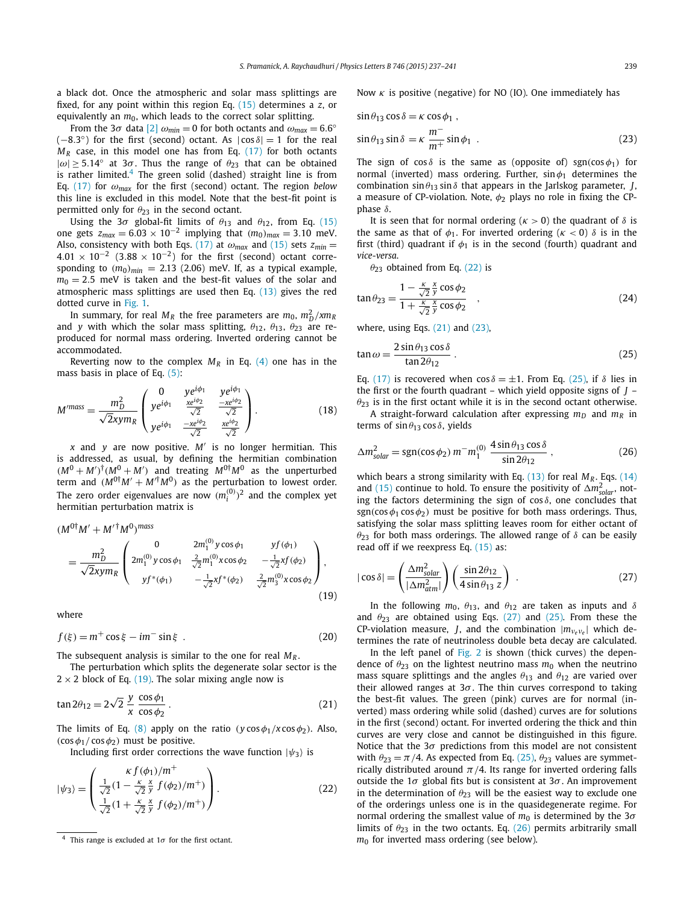a black dot. Once the atmospheric and solar mass splittings are fixed, for any point within this region Eq. (15) determines a $z$, or equivalently an $m_0$, which leads to the correct solar splitting.

From the $3\sigma$ data [2] $\omega_{min} = 0$ for both octants and $\omega_{max} = 6.6°$ ($-8.3°$) for the first (second) octant. As $|\cos\delta| = 1$ for the real $M_R$ case, in this model one has from Eq. (17) for both octants $|\omega| \geq 5.14°$ at $3\sigma$. Thus the range of $\theta_{23}$ that can be obtained is rather limited.[4] The green solid (dashed) straight line is from Eq. (17) for $\omega_{max}$ for the first (second) octant. The region *below* this line is excluded in this model. Note that the best-fit point is permitted only for $\theta_{23}$ in the second octant.

Using the $3\sigma$ global-fit limits of $\theta_{13}$ and $\theta_{12}$, from Eq. (15) one gets $z_{max} = 6.03 \times 10^{-2}$ implying that $(m_0)_{max} = 3.10$ meV. Also, consistency with both Eqs. (17) at $\omega_{max}$ and (15) sets $z_{min} = 4.01 \times 10^{-2}$ $(3.88 \times 10^{-2})$ for the first (second) octant corresponding to $(m_0)_{min} = 2.13$ (2.06) meV. If, as a typical example, $m_0 = 2.5$ meV is taken and the best-fit values of the solar and atmospheric mass splittings are used then Eq. (13) gives the red dotted curve in Fig. 1.

In summary, for real $M_R$ the free parameters are $m_0$, $m_D^2/xm_R$ and $y$ with which the solar mass splitting, $\theta_{12}$, $\theta_{13}$, $\theta_{23}$ are reproduced for normal mass ordering. Inverted ordering cannot be accommodated.

Reverting now to the complex $M_R$ in Eq. (4) one has in the mass basis in place of Eq. (5):

$$M'^{mass} = \frac{m_D^2}{\sqrt{2}xym_R}\begin{pmatrix} 0 & ye^{i\phi_1} & ye^{i\phi_1} \\ ye^{i\phi_1} & \frac{xe^{i\phi_2}}{\sqrt{2}} & \frac{-xe^{i\phi_2}}{\sqrt{2}} \\ ye^{i\phi_1} & \frac{-xe^{i\phi_2}}{\sqrt{2}} & \frac{xe^{i\phi_2}}{\sqrt{2}} \end{pmatrix}. \tag{18}$$

$x$ and $y$ are now positive. $M'$ is no longer hermitian. This is addressed, as usual, by defining the hermitian combination $(M^0 + M')^\dagger(M^0 + M')$ and treating $M^{0\dagger}M^0$ as the unperturbed term and $(M^{0\dagger}M' + M'^\dagger M^0)$ as the perturbation to lowest order. The zero order eigenvalues are now $(m_i^{(0)})^2$ and the complex yet hermitian perturbation matrix is

$$(M^{0\dagger}M' + M'^\dagger M^0)^{mass} = \frac{m_D^2}{\sqrt{2}xym_R}\begin{pmatrix} 0 & 2m_1^{(0)}y\cos\phi_1 & yf(\phi_1) \\ 2m_1^{(0)}y\cos\phi_1 & \frac{2}{\sqrt{2}}m_1^{(0)}x\cos\phi_2 & -\frac{1}{\sqrt{2}}xf(\phi_2) \\ yf^*(\phi_1) & -\frac{1}{\sqrt{2}}xf^*(\phi_2) & \frac{2}{\sqrt{2}}m_3^{(0)}x\cos\phi_2 \end{pmatrix}, \tag{19}$$

where

$$f(\xi) = m^+\cos\xi - im^-\sin\xi \ . \tag{20}$$

The subsequent analysis is similar to the one for real $M_R$.

The perturbation which splits the degenerate solar sector is the $2 \times 2$ block of Eq. (19). The solar mixing angle now is

$$\tan 2\theta_{12} = 2\sqrt{2}\ \frac{y}{x}\ \frac{\cos\phi_1}{\cos\phi_2}\ . \tag{21}$$

The limits of Eq. (8) apply on the ratio $(y\cos\phi_1/x\cos\phi_2)$. Also, $(\cos\phi_1/\cos\phi_2)$ must be positive.

Including first order corrections the wave function $|\psi_3\rangle$ is

$$|\psi_3\rangle = \begin{pmatrix} \kappa f(\phi_1)/m^+ \\ \frac{1}{\sqrt{2}}(1 - \frac{\kappa}{\sqrt{2}}\frac{x}{y}\ f(\phi_2)/m^+) \\ \frac{1}{\sqrt{2}}(1 + \frac{\kappa}{\sqrt{2}}\frac{x}{y}\ f(\phi_2)/m^+) \end{pmatrix}. \tag{22}$$

Now $\kappa$ is positive (negative) for NO (IO). One immediately has

$$\sin\theta_{13}\cos\delta = \kappa\cos\phi_1\ ,$$
$$\sin\theta_{13}\sin\delta = \kappa\ \frac{m^-}{m^+}\sin\phi_1\ \ . \tag{23}$$

The sign of $\cos\delta$ is the same as (opposite of) $\text{sgn}(\cos\phi_1)$ for normal (inverted) mass ordering. Further, $\sin\phi_1$ determines the combination $\sin\theta_{13}\sin\delta$ that appears in the Jarlskog parameter, $J$, a measure of CP-violation. Note, $\phi_2$ plays no role in fixing the CP-phase $\delta$.

It is seen that for normal ordering ($\kappa > 0$) the quadrant of $\delta$ is the same as that of $\phi_1$. For inverted ordering ($\kappa < 0$) $\delta$ is in the first (third) quadrant if $\phi_1$ is in the second (fourth) quadrant and *vice-versa*.

$\theta_{23}$ obtained from Eq. (22) is

$$\tan\theta_{23} = \frac{1 - \frac{\kappa}{\sqrt{2}}\frac{x}{y}\cos\phi_2}{1 + \frac{\kappa}{\sqrt{2}}\frac{x}{y}\cos\phi_2}\quad , \tag{24}$$

where, using Eqs. (21) and (23),

$$\tan\omega = \frac{2\sin\theta_{13}\cos\delta}{\tan 2\theta_{12}}\ . \tag{25}$$

Eq. (17) is recovered when $\cos\delta = \pm 1$. From Eq. (25), if $\delta$ lies in the first or the fourth quadrant – which yield opposite signs of $J$ – $\theta_{23}$ is in the first octant while it is in the second octant otherwise.

A straight-forward calculation after expressing $m_D$ and $m_R$ in terms of $\sin\theta_{13}\cos\delta$, yields

$$\Delta m^2_{solar} = \text{sgn}(\cos\phi_2)\ m^- m_1^{(0)}\ \frac{4\sin\theta_{13}\cos\delta}{\sin 2\theta_{12}}\ , \tag{26}$$

which bears a strong similarity with Eq. (13) for real $M_R$. Eqs. (14) and (15) continue to hold. To ensure the positivity of $\Delta m^2_{solar}$, noting the factors determining the sign of $\cos\delta$, one concludes that $\text{sgn}(\cos\phi_1\cos\phi_2)$ must be positive for both mass orderings. Thus, satisfying the solar mass splitting leaves room for either octant of $\theta_{23}$ for both mass orderings. The allowed range of $\delta$ can be easily read off if we reexpress Eq. (15) as:

$$|\cos\delta| = \left(\frac{\Delta m^2_{solar}}{|\Delta m^2_{atm}|}\right)\left(\frac{\sin 2\theta_{12}}{4\sin\theta_{13}\ z}\right)\ . \tag{27}$$

In the following $m_0$, $\theta_{13}$, and $\theta_{12}$ are taken as inputs and $\delta$ and $\theta_{23}$ are obtained using Eqs. (27) and (25). From these the CP-violation measure, $J$, and the combination $|m_{\nu_e\nu_e}|$ which determines the rate of neutrinoless double beta decay are calculated.

In the left panel of Fig. 2 is shown (thick curves) the dependence of $\theta_{23}$ on the lightest neutrino mass $m_0$ when the neutrino mass square splittings and the angles $\theta_{13}$ and $\theta_{12}$ are varied over their allowed ranges at $3\sigma$. The thin curves correspond to taking the best-fit values. The green (pink) curves are for normal (inverted) mass ordering while solid (dashed) curves are for solutions in the first (second) octant. For inverted ordering the thick and thin curves are very close and cannot be distinguished in this figure. Notice that the $3\sigma$ predictions from this model are not consistent with $\theta_{23} = \pi/4$. As expected from Eq. (25), $\theta_{23}$ values are symmetrically distributed around $\pi/4$. Its range for inverted ordering falls outside the $1\sigma$ global fits but is consistent at $3\sigma$. An improvement in the determination of $\theta_{23}$ will be the easiest way to exclude one of the orderings unless one is in the quasidegenerate regime. For normal ordering the smallest value of $m_0$ is determined by the $3\sigma$ limits of $\theta_{23}$ in the two octants. Eq. (26) permits arbitrarily small $m_0$ for inverted mass ordering (see below).

[4] This range is excluded at $1\sigma$ for the first octant.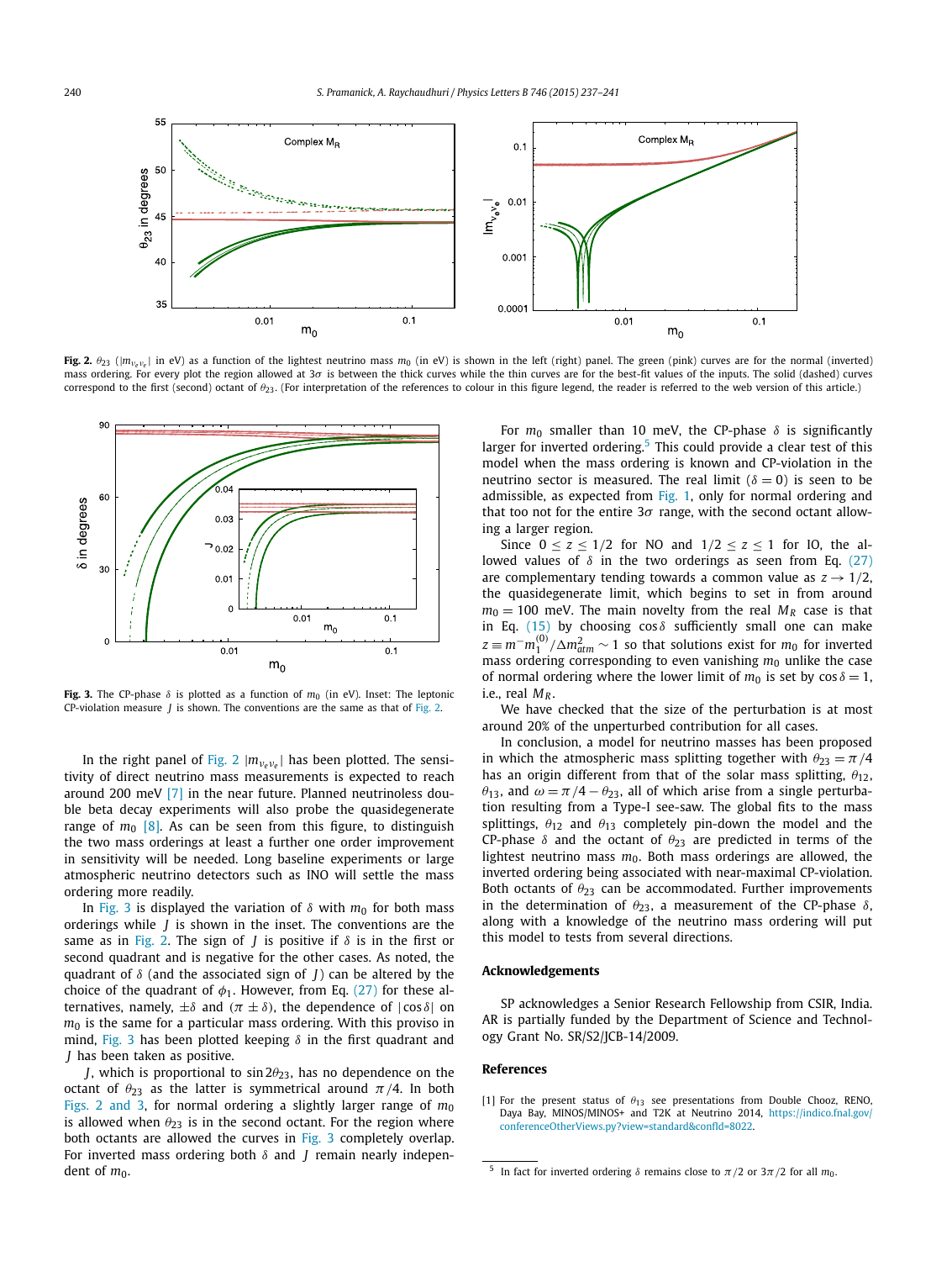Complex $M_R$

$\theta_{23}$ in degrees

55
50
45
40
35

0.01
0.1

$m_0$

Complex $M_R$

$|m_{\nu_e\nu_e}|$

0.1
0.01
0.001
0.0001

0.01
0.1

$m_0$

**Fig. 2.** $\theta_{23}$ ($|m_{\nu_e\nu_e}|$ in eV) as a function of the lightest neutrino mass $m_0$ (in eV) is shown in the left (right) panel. The green (pink) curves are for the normal (inverted) mass ordering. For every plot the region allowed at $3\sigma$ is between the thick curves while the thin curves are for the best-fit values of the inputs. The solid (dashed) curves correspond to the first (second) octant of $\theta_{23}$. (For interpretation of the references to colour in this figure legend, the reader is referred to the web version of this article.)

$\delta$ in degrees

90
60
30
0

0.01
0.1

$m_0$

$J$

0.04
0.03
0.02
0.01
0

0.01
0.1

$m_0$

**Fig. 3.** The CP-phase $\delta$ is plotted as a function of $m_0$ (in eV). Inset: The leptonic CP-violation measure $J$ is shown. The conventions are the same as that of Fig. 2.

In the right panel of Fig. 2 $|m_{\nu_e\nu_e}|$ has been plotted. The sensitivity of direct neutrino mass measurements is expected to reach around 200 meV [7] in the near future. Planned neutrinoless double beta decay experiments will also probe the quasidegenerate range of $m_0$ [8]. As can be seen from this figure, to distinguish the two mass orderings at least a further one order improvement in sensitivity will be needed. Long baseline experiments or large atmospheric neutrino detectors such as INO will settle the mass ordering more readily.

In Fig. 3 is displayed the variation of $\delta$ with $m_0$ for both mass orderings while $J$ is shown in the inset. The conventions are the same as in Fig. 2. The sign of $J$ is positive if $\delta$ is in the first or second quadrant and is negative for the other cases. As noted, the quadrant of $\delta$ (and the associated sign of $J$) can be altered by the choice of the quadrant of $\phi_1$. However, from Eq. (27) for these alternatives, namely, $\pm\delta$ and $(\pi \pm \delta)$, the dependence of $|\cos\delta|$ on $m_0$ is the same for a particular mass ordering. With this proviso in mind, Fig. 3 has been plotted keeping $\delta$ in the first quadrant and $J$ has been taken as positive.

$J$, which is proportional to $\sin 2\theta_{23}$, has no dependence on the octant of $\theta_{23}$ as the latter is symmetrical around $\pi/4$. In both Figs. 2 and 3, for normal ordering a slightly larger range of $m_0$ is allowed when $\theta_{23}$ is in the second octant. For the region where both octants are allowed the curves in Fig. 3 completely overlap. For inverted mass ordering both $\delta$ and $J$ remain nearly independent of $m_0$.

For $m_0$ smaller than 10 meV, the CP-phase $\delta$ is significantly larger for inverted ordering.[5] This could provide a clear test of this model when the mass ordering is known and CP-violation in the neutrino sector is measured. The real limit ($\delta = 0$) is seen to be admissible, as expected from Fig. 1, only for normal ordering and that too not for the entire $3\sigma$ range, with the second octant allowing a larger region.

Since $0 \leq z \leq 1/2$ for NO and $1/2 \leq z \leq 1$ for IO, the allowed values of $\delta$ in the two orderings as seen from Eq. (27) are complementary tending towards a common value as $z \to 1/2$, the quasidegenerate limit, which begins to set in from around $m_0 = 100$ meV. The main novelty from the real $M_R$ case is that in Eq. (15) by choosing $\cos\delta$ sufficiently small one can make $z \equiv m^- m_1^{(0)}/\Delta m^2_{atm} \sim 1$ so that solutions exist for $m_0$ for inverted mass ordering corresponding to even vanishing $m_0$ unlike the case of normal ordering where the lower limit of $m_0$ is set by $\cos\delta = 1$, i.e., real $M_R$.

We have checked that the size of the perturbation is at most around 20% of the unperturbed contribution for all cases.

In conclusion, a model for neutrino masses has been proposed in which the atmospheric mass splitting together with $\theta_{23} = \pi/4$ has an origin different from that of the solar mass splitting, $\theta_{12}$, $\theta_{13}$, and $\omega = \pi/4 - \theta_{23}$, all of which arise from a single perturbation resulting from a Type-I see-saw. The global fits to the mass splittings, $\theta_{12}$ and $\theta_{13}$ completely pin-down the model and the CP-phase $\delta$ and the octant of $\theta_{23}$ are predicted in terms of the lightest neutrino mass $m_0$. Both mass orderings are allowed, the inverted ordering being associated with near-maximal CP-violation. Both octants of $\theta_{23}$ can be accommodated. Further improvements in the determination of $\theta_{23}$, a measurement of the CP-phase $\delta$, along with a knowledge of the neutrino mass ordering will put this model to tests from several directions.

## Acknowledgements

SP acknowledges a Senior Research Fellowship from CSIR, India. AR is partially funded by the Department of Science and Technology Grant No. SR/S2/JCB-14/2009.

## References

[1] For the present status of $\theta_{13}$ see presentations from Double Chooz, RENO, Daya Bay, MINOS/MINOS+ and T2K at Neutrino 2014, https://indico.fnal.gov/conferenceOtherViews.py?view=standard&confId=8022.

[5] In fact for inverted ordering $\delta$ remains close to $\pi/2$ or $3\pi/2$ for all $m_0$.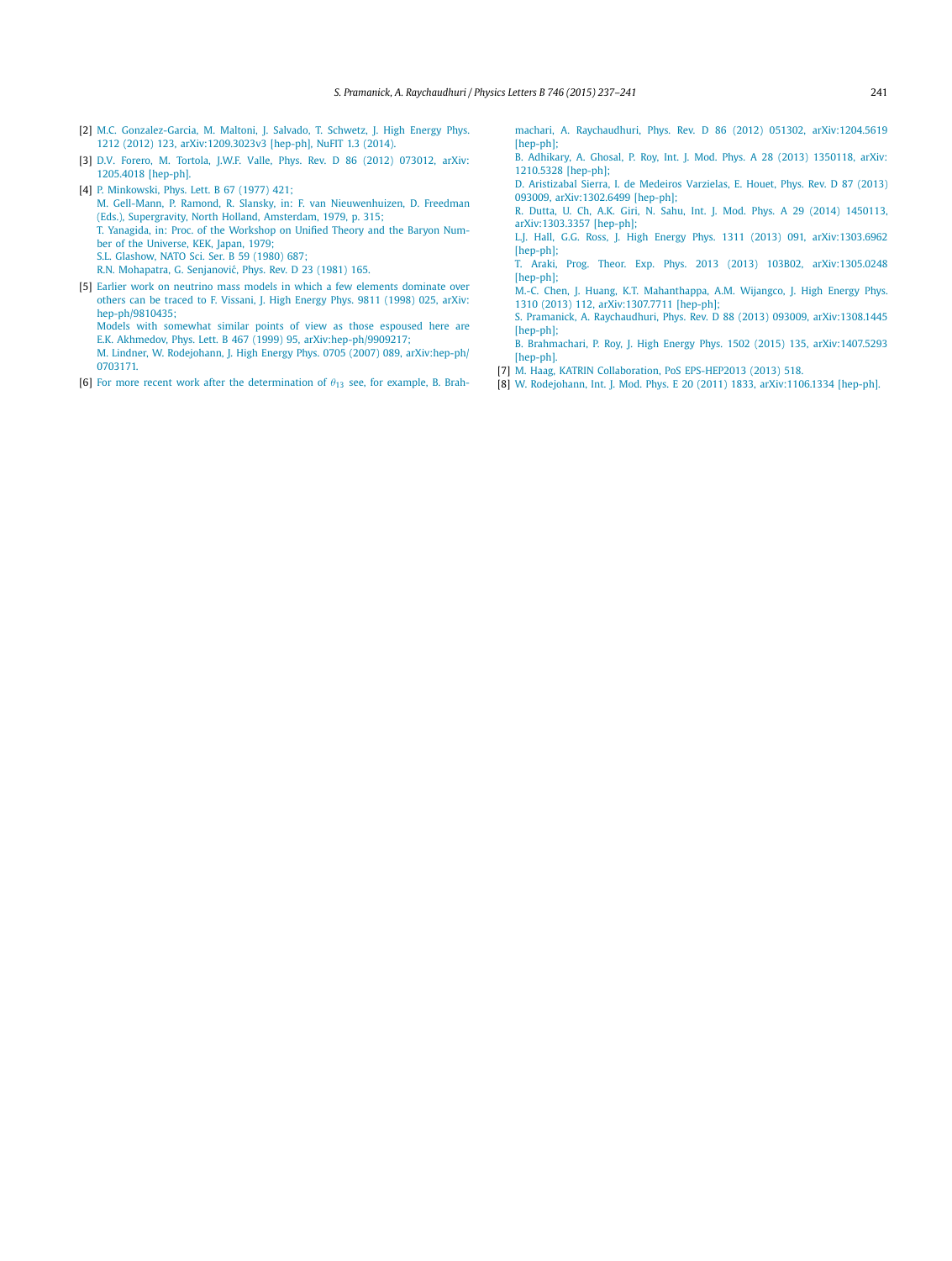[2] M.C. Gonzalez-Garcia, M. Maltoni, J. Salvado, T. Schwetz, J. High Energy Phys. 1212 (2012) 123, arXiv:1209.3023v3 [hep-ph], NuFIT 1.3 (2014).

[3] D.V. Forero, M. Tortola, J.W.F. Valle, Phys. Rev. D 86 (2012) 073012, arXiv:1205.4018 [hep-ph].

[4] P. Minkowski, Phys. Lett. B 67 (1977) 421;
M. Gell-Mann, P. Ramond, R. Slansky, in: F. van Nieuwenhuizen, D. Freedman (Eds.), Supergravity, North Holland, Amsterdam, 1979, p. 315;
T. Yanagida, in: Proc. of the Workshop on Unified Theory and the Baryon Number of the Universe, KEK, Japan, 1979;
S.L. Glashow, NATO Sci. Ser. B 59 (1980) 687;
R.N. Mohapatra, G. Senjanović, Phys. Rev. D 23 (1981) 165.

[5] Earlier work on neutrino mass models in which a few elements dominate over others can be traced to F. Vissani, J. High Energy Phys. 9811 (1998) 025, arXiv:hep-ph/9810435;
Models with somewhat similar points of view as those espoused here are E.K. Akhmedov, Phys. Lett. B 467 (1999) 95, arXiv:hep-ph/9909217;
M. Lindner, W. Rodejohann, J. High Energy Phys. 0705 (2007) 089, arXiv:hep-ph/0703171.

[6] For more recent work after the determination of $\theta_{13}$ see, for example, B. Brahmachari, A. Raychaudhuri, Phys. Rev. D 86 (2012) 051302, arXiv:1204.5619 [hep-ph];
B. Adhikary, A. Ghosal, P. Roy, Int. J. Mod. Phys. A 28 (2013) 1350118, arXiv:1210.5328 [hep-ph];
D. Aristizabal Sierra, I. de Medeiros Varzielas, E. Houet, Phys. Rev. D 87 (2013) 093009, arXiv:1302.6499 [hep-ph];
R. Dutta, U. Ch, A.K. Giri, N. Sahu, Int. J. Mod. Phys. A 29 (2014) 1450113, arXiv:1303.3357 [hep-ph];
L.J. Hall, G.G. Ross, J. High Energy Phys. 1311 (2013) 091, arXiv:1303.6962 [hep-ph];
T. Araki, Prog. Theor. Exp. Phys. 2013 (2013) 103B02, arXiv:1305.0248 [hep-ph];
M.-C. Chen, J. Huang, K.T. Mahanthappa, A.M. Wijangco, J. High Energy Phys. 1310 (2013) 112, arXiv:1307.7711 [hep-ph];
S. Pramanick, A. Raychaudhuri, Phys. Rev. D 88 (2013) 093009, arXiv:1308.1445 [hep-ph];
B. Brahmachari, P. Roy, J. High Energy Phys. 1502 (2015) 135, arXiv:1407.5293 [hep-ph].

[7] M. Haag, KATRIN Collaboration, PoS EPS-HEP2013 (2013) 518.

[8] W. Rodejohann, Int. J. Mod. Phys. E 20 (2011) 1833, arXiv:1106.1334 [hep-ph].